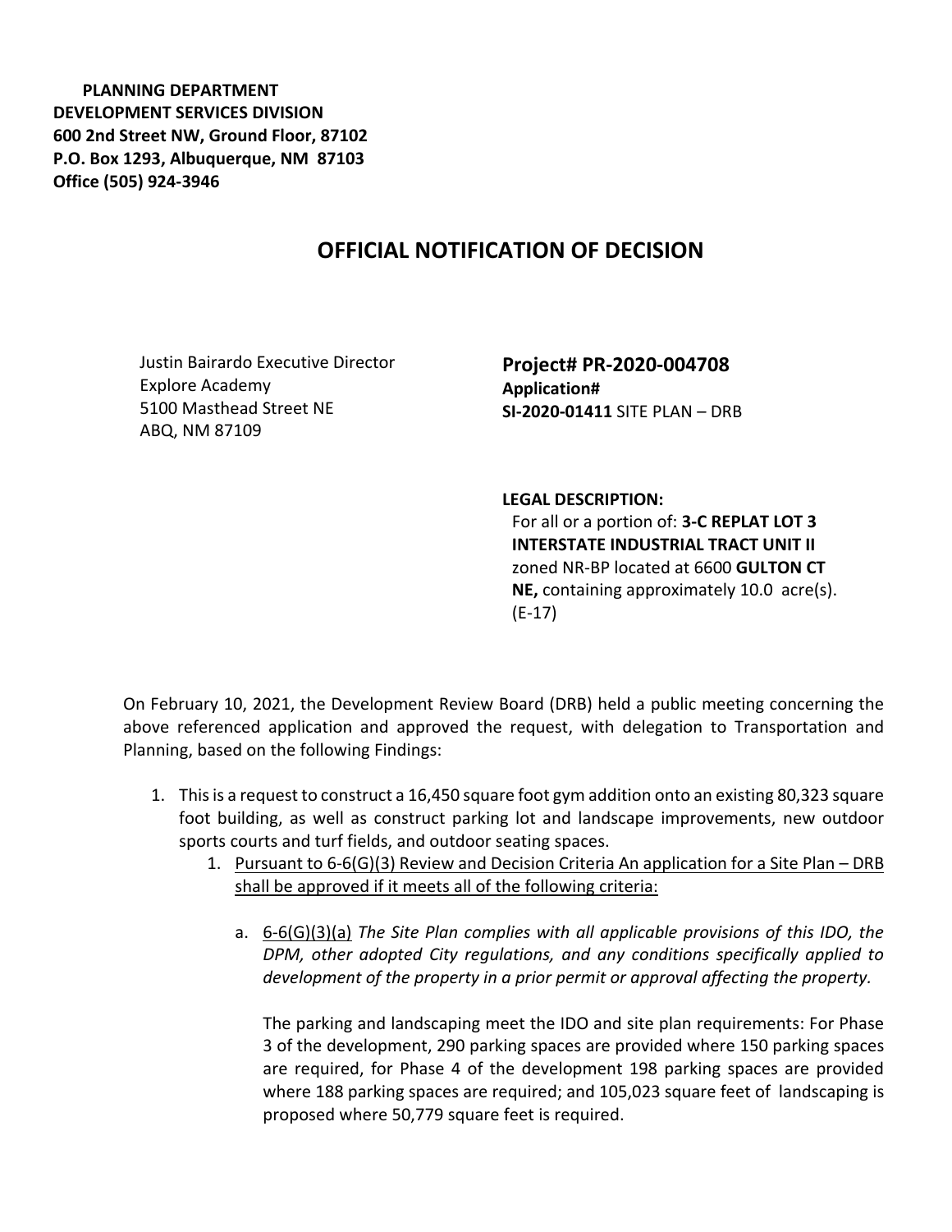**PLANNING DEPARTMENT**
**DEVELOPMENT SERVICES DIVISION**
**600 2nd Street NW, Ground Floor, 87102**
**P.O. Box 1293, Albuquerque, NM 87103**
**Office (505) 924-3946**

## OFFICIAL NOTIFICATION OF DECISION

Justin Bairardo Executive Director
Explore Academy
5100 Masthead Street NE
ABQ, NM 87109

**Project# PR-2020-004708**
**Application#**
**SI-2020-01411** SITE PLAN – DRB

**LEGAL DESCRIPTION:**
For all or a portion of: **3-C REPLAT LOT 3 INTERSTATE INDUSTRIAL TRACT UNIT II** zoned NR-BP located at 6600 **GULTON CT NE,** containing approximately 10.0 acre(s). (E-17)

On February 10, 2021, the Development Review Board (DRB) held a public meeting concerning the above referenced application and approved the request, with delegation to Transportation and Planning, based on the following Findings:

1. This is a request to construct a 16,450 square foot gym addition onto an existing 80,323 square foot building, as well as construct parking lot and landscape improvements, new outdoor sports courts and turf fields, and outdoor seating spaces.
   1. <u>Pursuant to 6-6(G)(3) Review and Decision Criteria An application for a Site Plan – DRB shall be approved if it meets all of the following criteria:</u>
      a. <u>6-6(G)(3)(a)</u> *The Site Plan complies with all applicable provisions of this IDO, the DPM, other adopted City regulations, and any conditions specifically applied to development of the property in a prior permit or approval affecting the property.*

         The parking and landscaping meet the IDO and site plan requirements: For Phase 3 of the development, 290 parking spaces are provided where 150 parking spaces are required, for Phase 4 of the development 198 parking spaces are provided where 188 parking spaces are required; and 105,023 square feet of landscaping is proposed where 50,779 square feet is required.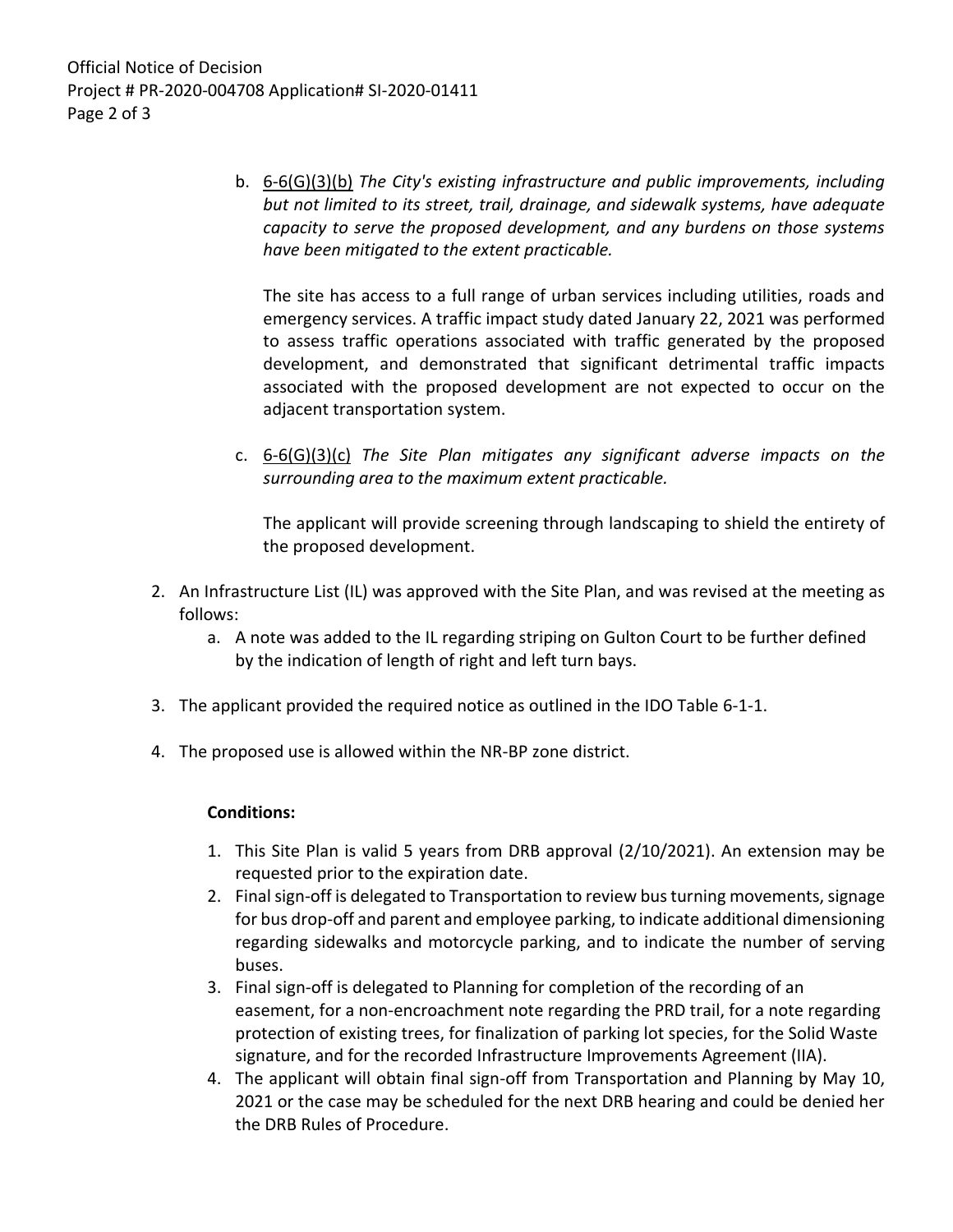b. 6-6(G)(3)(b) *The City's existing infrastructure and public improvements, including but not limited to its street, trail, drainage, and sidewalk systems, have adequate capacity to serve the proposed development, and any burdens on those systems have been mitigated to the extent practicable.*

   The site has access to a full range of urban services including utilities, roads and emergency services. A traffic impact study dated January 22, 2021 was performed to assess traffic operations associated with traffic generated by the proposed development, and demonstrated that significant detrimental traffic impacts associated with the proposed development are not expected to occur on the adjacent transportation system.

c. 6-6(G)(3)(c) *The Site Plan mitigates any significant adverse impacts on the surrounding area to the maximum extent practicable.*

   The applicant will provide screening through landscaping to shield the entirety of the proposed development.

2. An Infrastructure List (IL) was approved with the Site Plan, and was revised at the meeting as follows:
   a. A note was added to the IL regarding striping on Gulton Court to be further defined by the indication of length of right and left turn bays.

3. The applicant provided the required notice as outlined in the IDO Table 6-1-1.

4. The proposed use is allowed within the NR-BP zone district.

**Conditions:**

1. This Site Plan is valid 5 years from DRB approval (2/10/2021). An extension may be requested prior to the expiration date.
2. Final sign-off is delegated to Transportation to review bus turning movements, signage for bus drop-off and parent and employee parking, to indicate additional dimensioning regarding sidewalks and motorcycle parking, and to indicate the number of serving buses.
3. Final sign-off is delegated to Planning for completion of the recording of an easement, for a non-encroachment note regarding the PRD trail, for a note regarding protection of existing trees, for finalization of parking lot species, for the Solid Waste signature, and for the recorded Infrastructure Improvements Agreement (IIA).
4. The applicant will obtain final sign-off from Transportation and Planning by May 10, 2021 or the case may be scheduled for the next DRB hearing and could be denied her the DRB Rules of Procedure.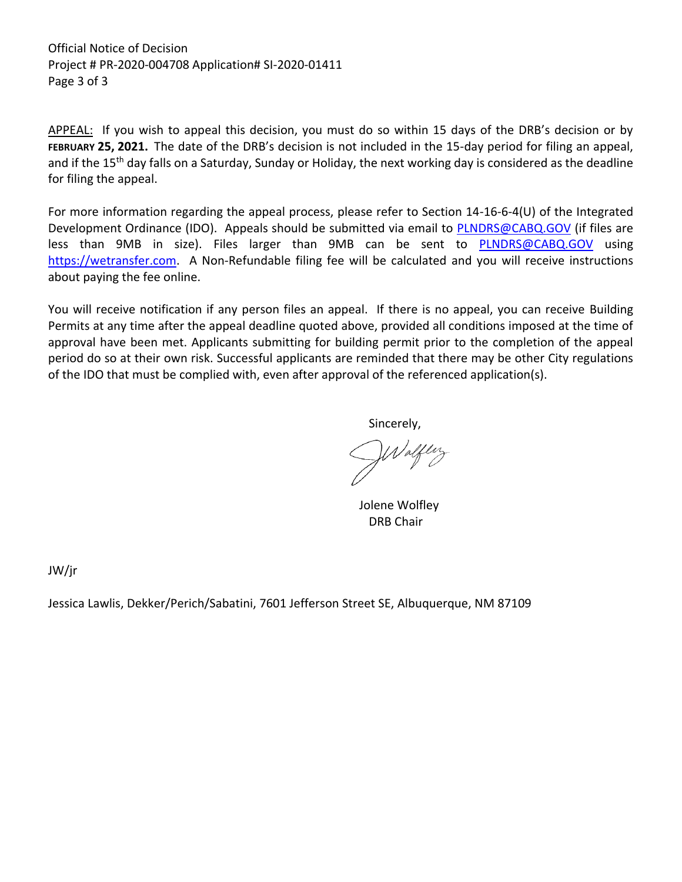APPEAL: If you wish to appeal this decision, you must do so within 15 days of the DRB's decision or by **FEBRUARY 25, 2021.** The date of the DRB's decision is not included in the 15-day period for filing an appeal, and if the 15th day falls on a Saturday, Sunday or Holiday, the next working day is considered as the deadline for filing the appeal.

For more information regarding the appeal process, please refer to Section 14-16-6-4(U) of the Integrated Development Ordinance (IDO). Appeals should be submitted via email to PLNDRS@CABQ.GOV (if files are less than 9MB in size). Files larger than 9MB can be sent to PLNDRS@CABQ.GOV using https://wetransfer.com. A Non-Refundable filing fee will be calculated and you will receive instructions about paying the fee online.

You will receive notification if any person files an appeal. If there is no appeal, you can receive Building Permits at any time after the appeal deadline quoted above, provided all conditions imposed at the time of approval have been met. Applicants submitting for building permit prior to the completion of the appeal period do so at their own risk. Successful applicants are reminded that there may be other City regulations of the IDO that must be complied with, even after approval of the referenced application(s).

Sincerely,

Jolene Wolfley
DRB Chair

JW/jr

Jessica Lawlis, Dekker/Perich/Sabatini, 7601 Jefferson Street SE, Albuquerque, NM 87109